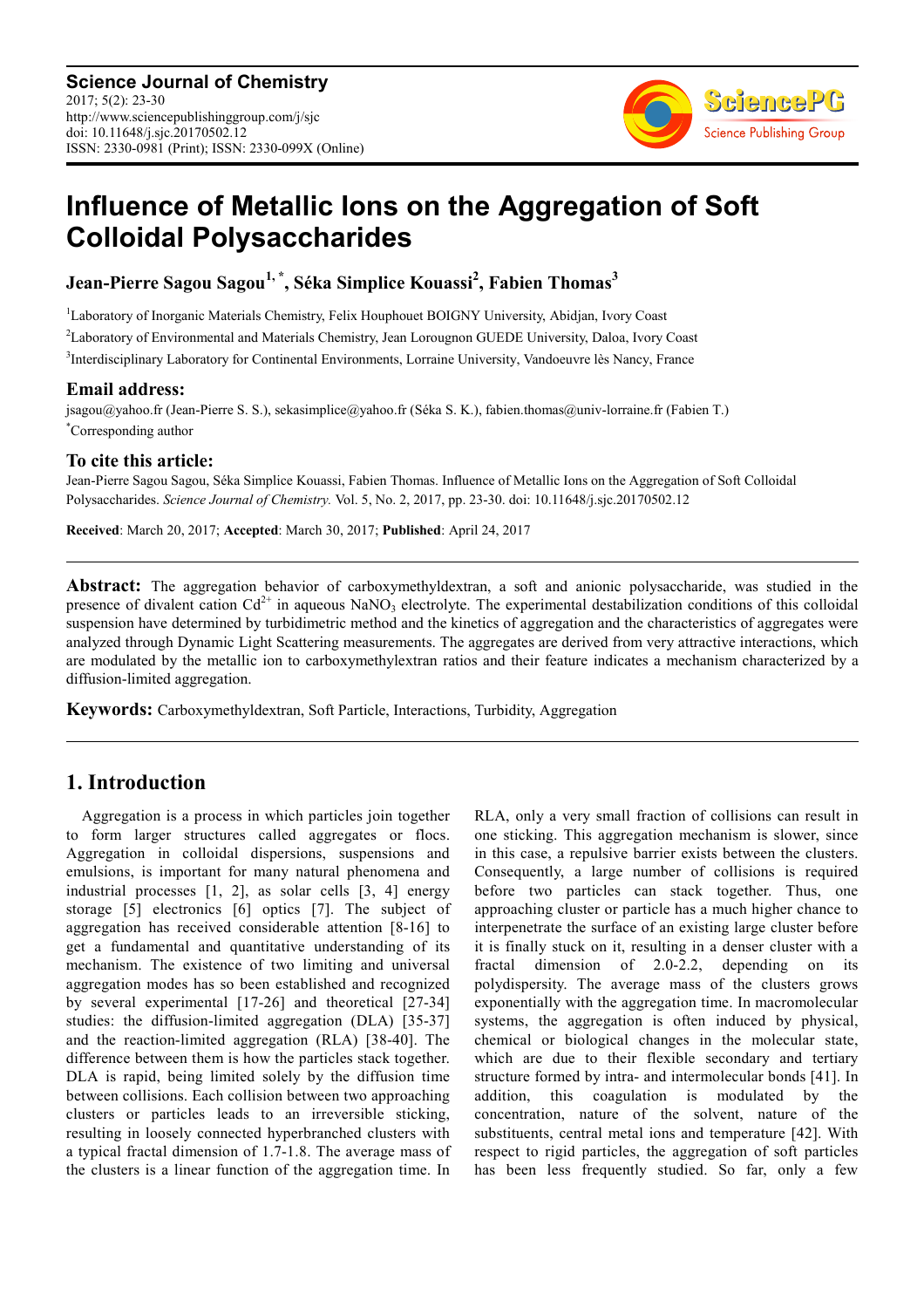# Influence of Metallic Ions on the Aggregation of Soft Colloidal Polysaccharides

**Jean-Pierre Sagou Sagou[1, *], Séka Simplice Kouassi[2], Fabien Thomas[3]**

[1]Laboratory of Inorganic Materials Chemistry, Felix Houphouet BOIGNY University, Abidjan, Ivory Coast

[2]Laboratory of Environmental and Materials Chemistry, Jean Lorougnon GUEDE University, Daloa, Ivory Coast

[3]Interdisciplinary Laboratory for Continental Environments, Lorraine University, Vandoeuvre lès Nancy, France

## Email address:

jsagou@yahoo.fr (Jean-Pierre S. S.), sekasimplice@yahoo.fr (Séka S. K.), fabien.thomas@univ-lorraine.fr (Fabien T.)

[*]Corresponding author

## To cite this article:

Jean-Pierre Sagou Sagou, Séka Simplice Kouassi, Fabien Thomas. Influence of Metallic Ions on the Aggregation of Soft Colloidal Polysaccharides. *Science Journal of Chemistry.* Vol. 5, No. 2, 2017, pp. 23-30. doi: 10.11648/j.sjc.20170502.12

**Received**: March 20, 2017; **Accepted**: March 30, 2017; **Published**: April 24, 2017

---

**Abstract:** The aggregation behavior of carboxymethyldextran, a soft and anionic polysaccharide, was studied in the presence of divalent cation $Cd^{2+}$ in aqueous $NaNO_3$ electrolyte. The experimental destabilization conditions of this colloidal suspension have determined by turbidimetric method and the kinetics of aggregation and the characteristics of aggregates were analyzed through Dynamic Light Scattering measurements. The aggregates are derived from very attractive interactions, which are modulated by the metallic ion to carboxymethylextran ratios and their feature indicates a mechanism characterized by a diffusion-limited aggregation.

**Keywords:** Carboxymethyldextran, Soft Particle, Interactions, Turbidity, Aggregation

---

## 1. Introduction

Aggregation is a process in which particles join together to form larger structures called aggregates or flocs. Aggregation in colloidal dispersions, suspensions and emulsions, is important for many natural phenomena and industrial processes [1, 2], as solar cells [3, 4] energy storage [5] electronics [6] optics [7]. The subject of aggregation has received considerable attention [8-16] to get a fundamental and quantitative understanding of its mechanism. The existence of two limiting and universal aggregation modes has so been established and recognized by several experimental [17-26] and theoretical [27-34] studies: the diffusion-limited aggregation (DLA) [35-37] and the reaction-limited aggregation (RLA) [38-40]. The difference between them is how the particles stack together. DLA is rapid, being limited solely by the diffusion time between collisions. Each collision between two approaching clusters or particles leads to an irreversible sticking, resulting in loosely connected hyperbranched clusters with a typical fractal dimension of 1.7-1.8. The average mass of the clusters is a linear function of the aggregation time. In RLA, only a very small fraction of collisions can result in one sticking. This aggregation mechanism is slower, since in this case, a repulsive barrier exists between the clusters. Consequently, a large number of collisions is required before two particles can stack together. Thus, one approaching cluster or particle has a much higher chance to interpenetrate the surface of an existing large cluster before it is finally stuck on it, resulting in a denser cluster with a fractal dimension of 2.0-2.2, depending on its polydispersity. The average mass of the clusters grows exponentially with the aggregation time. In macromolecular systems, the aggregation is often induced by physical, chemical or biological changes in the molecular state, which are due to their flexible secondary and tertiary structure formed by intra- and intermolecular bonds [41]. In addition, this coagulation is modulated by the concentration, nature of the solvent, nature of the substituents, central metal ions and temperature [42]. With respect to rigid particles, the aggregation of soft particles has been less frequently studied. So far, only a few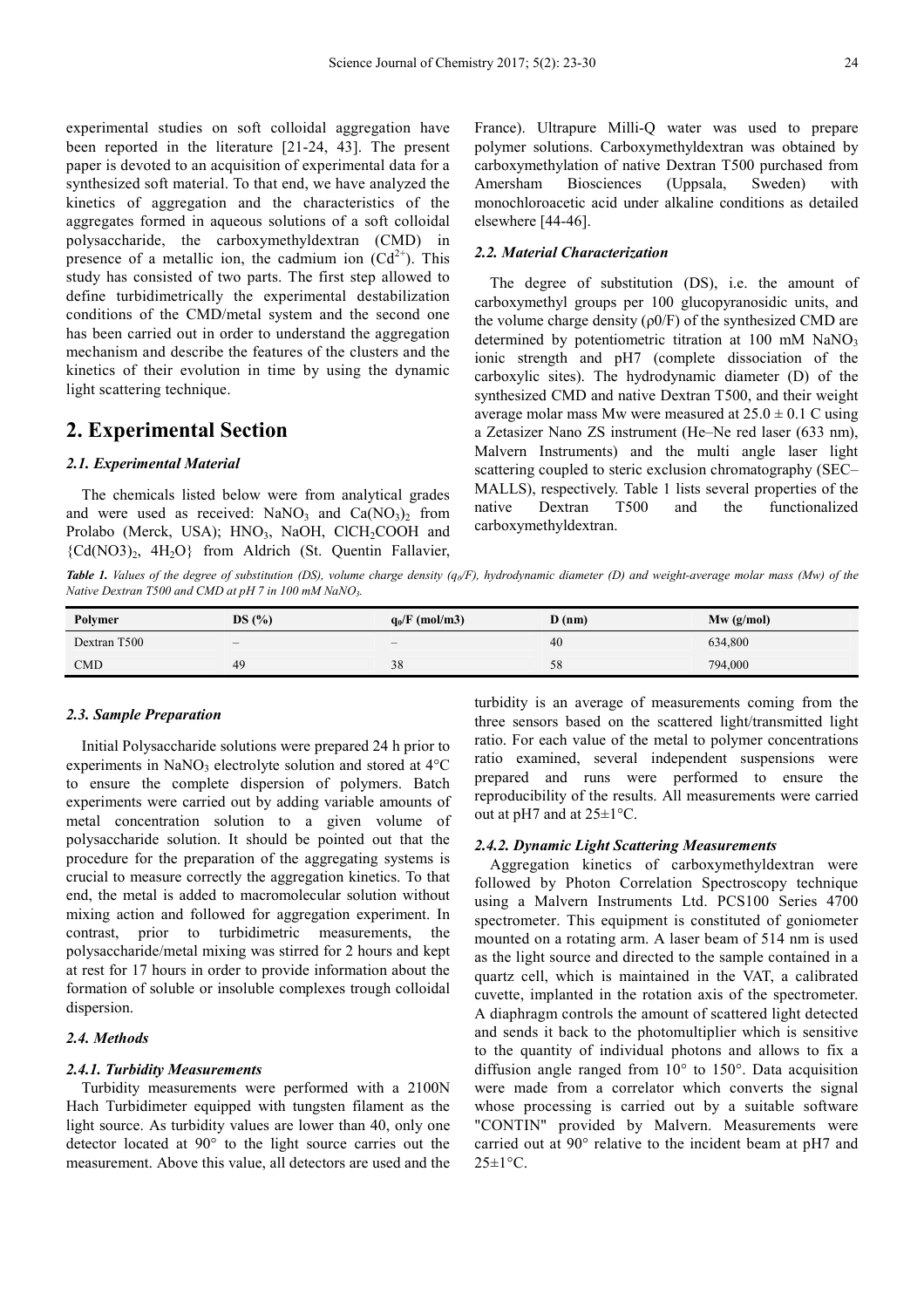experimental studies on soft colloidal aggregation have been reported in the literature [21-24, 43]. The present paper is devoted to an acquisition of experimental data for a synthesized soft material. To that end, we have analyzed the kinetics of aggregation and the characteristics of the aggregates formed in aqueous solutions of a soft colloidal polysaccharide, the carboxymethyldextran (CMD) in presence of a metallic ion, the cadmium ion ($Cd^{2+}$). This study has consisted of two parts. The first step allowed to define turbidimetrically the experimental destabilization conditions of the CMD/metal system and the second one has been carried out in order to understand the aggregation mechanism and describe the features of the clusters and the kinetics of their evolution in time by using the dynamic light scattering technique.

## 2. Experimental Section

### 2.1. Experimental Material

The chemicals listed below were from analytical grades and were used as received: $NaNO_3$ and $Ca(NO_3)_2$ from Prolabo (Merck, USA); $HNO_3$, NaOH, $ClCH_2COOH$ and {$Cd(NO3)_2$, $4H_2O$} from Aldrich (St. Quentin Fallavier, France). Ultrapure Milli-Q water was used to prepare polymer solutions. Carboxymethyldextran was obtained by carboxymethylation of native Dextran T500 purchased from Amersham Biosciences (Uppsala, Sweden) with monochloroacetic acid under alkaline conditions as detailed elsewhere [44-46].

### 2.2. Material Characterization

The degree of substitution (DS), i.e. the amount of carboxymethyl groups per 100 glucopyranosidic units, and the volume charge density (ρ0/F) of the synthesized CMD are determined by potentiometric titration at 100 mM $NaNO_3$ ionic strength and pH7 (complete dissociation of the carboxylic sites). The hydrodynamic diameter (D) of the synthesized CMD and native Dextran T500, and their weight average molar mass Mw were measured at 25.0 ± 0.1 C using a Zetasizer Nano ZS instrument (He–Ne red laser (633 nm), Malvern Instruments) and the multi angle laser light scattering coupled to steric exclusion chromatography (SEC–MALLS), respectively. Table 1 lists several properties of the native Dextran T500 and the functionalized carboxymethyldextran.

***Table 1.*** *Values of the degree of substitution (DS), volume charge density ($q_0/F$), hydrodynamic diameter (D) and weight-average molar mass (Mw) of the Native Dextran T500 and CMD at pH 7 in 100 mM $NaNO_3$.*

| Polymer | DS (%) | $q_0/F$ (mol/m3) | D (nm) | Mw (g/mol) |
|---|---|---|---|---|
| Dextran T500 | – | – | 40 | 634,800 |
| CMD | 49 | 38 | 58 | 794,000 |

### 2.3. Sample Preparation

Initial Polysaccharide solutions were prepared 24 h prior to experiments in $NaNO_3$ electrolyte solution and stored at 4°C to ensure the complete dispersion of polymers. Batch experiments were carried out by adding variable amounts of metal concentration solution to a given volume of polysaccharide solution. It should be pointed out that the procedure for the preparation of the aggregating systems is crucial to measure correctly the aggregation kinetics. To that end, the metal is added to macromolecular solution without mixing action and followed for aggregation experiment. In contrast, prior to turbidimetric measurements, the polysaccharide/metal mixing was stirred for 2 hours and kept at rest for 17 hours in order to provide information about the formation of soluble or insoluble complexes trough colloidal dispersion.

### 2.4. Methods

#### 2.4.1. Turbidity Measurements

Turbidity measurements were performed with a 2100N Hach Turbidimeter equipped with tungsten filament as the light source. As turbidity values are lower than 40, only one detector located at 90° to the light source carries out the measurement. Above this value, all detectors are used and the turbidity is an average of measurements coming from the three sensors based on the scattered light/transmitted light ratio. For each value of the metal to polymer concentrations ratio examined, several independent suspensions were prepared and runs were performed to ensure the reproducibility of the results. All measurements were carried out at pH7 and at 25±1°C.

#### 2.4.2. Dynamic Light Scattering Measurements

Aggregation kinetics of carboxymethyldextran were followed by Photon Correlation Spectroscopy technique using a Malvern Instruments Ltd. PCS100 Series 4700 spectrometer. This equipment is constituted of goniometer mounted on a rotating arm. A laser beam of 514 nm is used as the light source and directed to the sample contained in a quartz cell, which is maintained in the VAT, a calibrated cuvette, implanted in the rotation axis of the spectrometer. A diaphragm controls the amount of scattered light detected and sends it back to the photomultiplier which is sensitive to the quantity of individual photons and allows to fix a diffusion angle ranged from 10° to 150°. Data acquisition were made from a correlator which converts the signal whose processing is carried out by a suitable software "CONTIN" provided by Malvern. Measurements were carried out at 90° relative to the incident beam at pH7 and 25±1°C.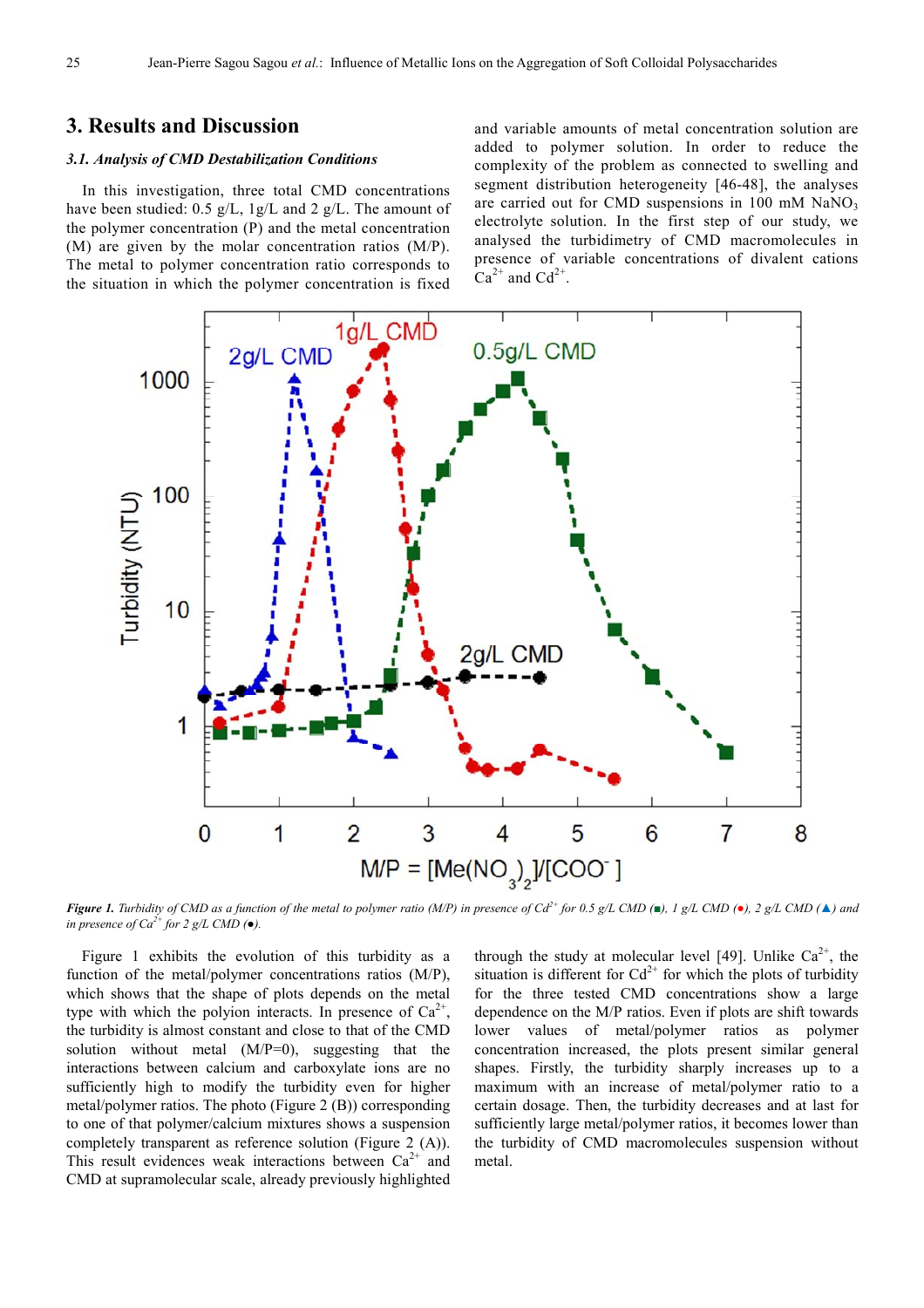## 3. Results and Discussion

### 3.1. Analysis of CMD Destabilization Conditions

In this investigation, three total CMD concentrations have been studied: 0.5 g/L, 1g/L and 2 g/L. The amount of the polymer concentration (P) and the metal concentration (M) are given by the molar concentration ratios (M/P). The metal to polymer concentration ratio corresponds to the situation in which the polymer concentration is fixed and variable amounts of metal concentration solution are added to polymer solution. In order to reduce the complexity of the problem as connected to swelling and segment distribution heterogeneity [46-48], the analyses are carried out for CMD suspensions in 100 mM $NaNO_3$ electrolyte solution. In the first step of our study, we analysed the turbidimetry of CMD macromolecules in presence of variable concentrations of divalent cations $Ca^{2+}$ and $Cd^{2+}$.

*Figure 1. Turbidity of CMD as a function of the metal to polymer ratio (M/P) in presence of $Cd^{2+}$ for 0.5 g/L CMD (■), 1 g/L CMD (●), 2 g/L CMD (▲) and in presence of $Ca^{2+}$ for 2 g/L CMD (●).*

Figure 1 exhibits the evolution of this turbidity as a function of the metal/polymer concentrations ratios (M/P), which shows that the shape of plots depends on the metal type with which the polyion interacts. In presence of $Ca^{2+}$, the turbidity is almost constant and close to that of the CMD solution without metal (M/P=0), suggesting that the interactions between calcium and carboxylate ions are no sufficiently high to modify the turbidity even for higher metal/polymer ratios. The photo (Figure 2 (B)) corresponding to one of that polymer/calcium mixtures shows a suspension completely transparent as reference solution (Figure 2 (A)). This result evidences weak interactions between $Ca^{2+}$ and CMD at supramolecular scale, already previously highlighted through the study at molecular level [49]. Unlike $Ca^{2+}$, the situation is different for $Cd^{2+}$ for which the plots of turbidity for the three tested CMD concentrations show a large dependence on the M/P ratios. Even if plots are shift towards lower values of metal/polymer ratios as polymer concentration increased, the plots present similar general shapes. Firstly, the turbidity sharply increases up to a maximum with an increase of metal/polymer ratio to a certain dosage. Then, the turbidity decreases and at last for sufficiently large metal/polymer ratios, it becomes lower than the turbidity of CMD macromolecules suspension without metal.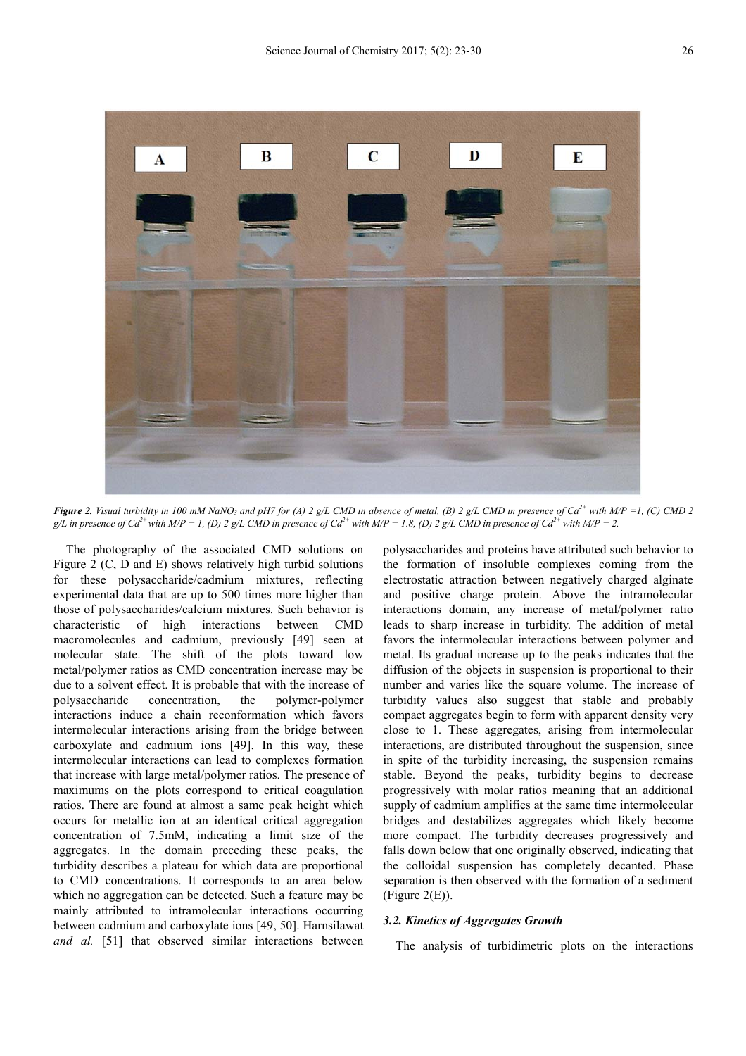*Figure 2. Visual turbidity in 100 mM $NaNO_3$ and pH7 for (A) 2 g/L CMD in absence of metal, (B) 2 g/L CMD in presence of $Ca^{2+}$ with M/P =1, (C) CMD 2 g/L in presence of $Cd^{2+}$ with M/P = 1, (D) 2 g/L CMD in presence of $Cd^{2+}$ with M/P = 1.8, (D) 2 g/L CMD in presence of $Cd^{2+}$ with M/P = 2.*

The photography of the associated CMD solutions on Figure 2 (C, D and E) shows relatively high turbid solutions for these polysaccharide/cadmium mixtures, reflecting experimental data that are up to 500 times more higher than those of polysaccharides/calcium mixtures. Such behavior is characteristic of high interactions between CMD macromolecules and cadmium, previously [49] seen at molecular state. The shift of the plots toward low metal/polymer ratios as CMD concentration increase may be due to a solvent effect. It is probable that with the increase of polysaccharide concentration, the polymer-polymer interactions induce a chain reconformation which favors intermolecular interactions arising from the bridge between carboxylate and cadmium ions [49]. In this way, these intermolecular interactions can lead to complexes formation that increase with large metal/polymer ratios. The presence of maximums on the plots correspond to critical coagulation ratios. There are found at almost a same peak height which occurs for metallic ion at an identical critical aggregation concentration of 7.5mM, indicating a limit size of the aggregates. In the domain preceding these peaks, the turbidity describes a plateau for which data are proportional to CMD concentrations. It corresponds to an area below which no aggregation can be detected. Such a feature may be mainly attributed to intramolecular interactions occurring between cadmium and carboxylate ions [49, 50]. Harnsilawat *and al.* [51] that observed similar interactions between polysaccharides and proteins have attributed such behavior to the formation of insoluble complexes coming from the electrostatic attraction between negatively charged alginate and positive charge protein. Above the intramolecular interactions domain, any increase of metal/polymer ratio leads to sharp increase in turbidity. The addition of metal favors the intermolecular interactions between polymer and metal. Its gradual increase up to the peaks indicates that the diffusion of the objects in suspension is proportional to their number and varies like the square volume. The increase of turbidity values also suggest that stable and probably compact aggregates begin to form with apparent density very close to 1. These aggregates, arising from intermolecular interactions, are distributed throughout the suspension, since in spite of the turbidity increasing, the suspension remains stable. Beyond the peaks, turbidity begins to decrease progressively with molar ratios meaning that an additional supply of cadmium amplifies at the same time intermolecular bridges and destabilizes aggregates which likely become more compact. The turbidity decreases progressively and falls down below that one originally observed, indicating that the colloidal suspension has completely decanted. Phase separation is then observed with the formation of a sediment (Figure 2(E)).

### 3.2. Kinetics of Aggregates Growth

The analysis of turbidimetric plots on the interactions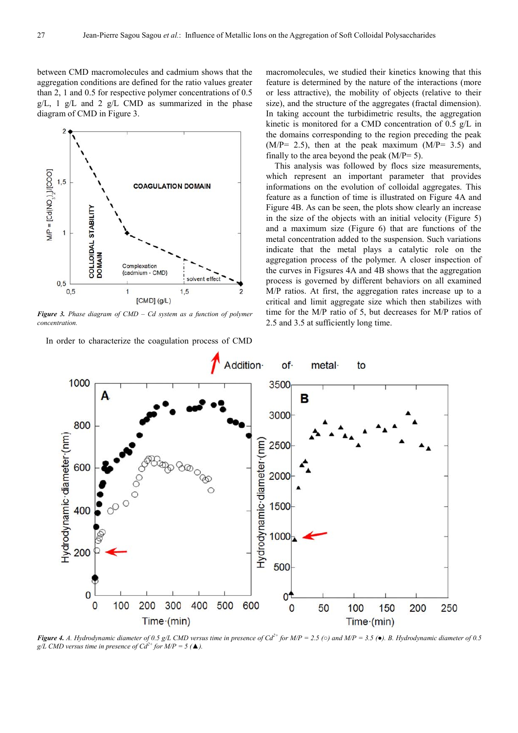between CMD macromolecules and cadmium shows that the aggregation conditions are defined for the ratio values greater than 2, 1 and 0.5 for respective polymer concentrations of 0.5 g/L, 1 g/L and 2 g/L CMD as summarized in the phase diagram of CMD in Figure 3.

*Figure 3. Phase diagram of CMD – Cd system as a function of polymer concentration.*

In order to characterize the coagulation process of CMD macromolecules, we studied their kinetics knowing that this feature is determined by the nature of the interactions (more or less attractive), the mobility of objects (relative to their size), and the structure of the aggregates (fractal dimension). In taking account the turbidimetric results, the aggregation kinetic is monitored for a CMD concentration of 0.5 g/L in the domains corresponding to the region preceding the peak (M/P= 2.5), then at the peak maximum (M/P= 3.5) and finally to the area beyond the peak (M/P= 5).

This analysis was followed by flocs size measurements, which represent an important parameter that provides informations on the evolution of colloidal aggregates. This feature as a function of time is illustrated on Figure 4A and Figure 4B. As can be seen, the plots show clearly an increase in the size of the objects with an initial velocity (Figure 5) and a maximum size (Figure 6) that are functions of the metal concentration added to the suspension. Such variations indicate that the metal plays a catalytic role on the aggregation process of the polymer. A closer inspection of the curves in Figsures 4A and 4B shows that the aggregation process is governed by different behaviors on all examined M/P ratios. At first, the aggregation rates increase up to a critical and limit aggregate size which then stabilizes with time for the M/P ratio of 5, but decreases for M/P ratios of 2.5 and 3.5 at sufficiently long time.

*Figure 4. A. Hydrodynamic diameter of 0.5 g/L CMD versus time in presence of $Cd^{2+}$ for M/P = 2.5 (○) and M/P = 3.5 (●). B. Hydrodynamic diameter of 0.5 g/L CMD versus time in presence of $Cd^{2+}$ for M/P = 5 (▲).*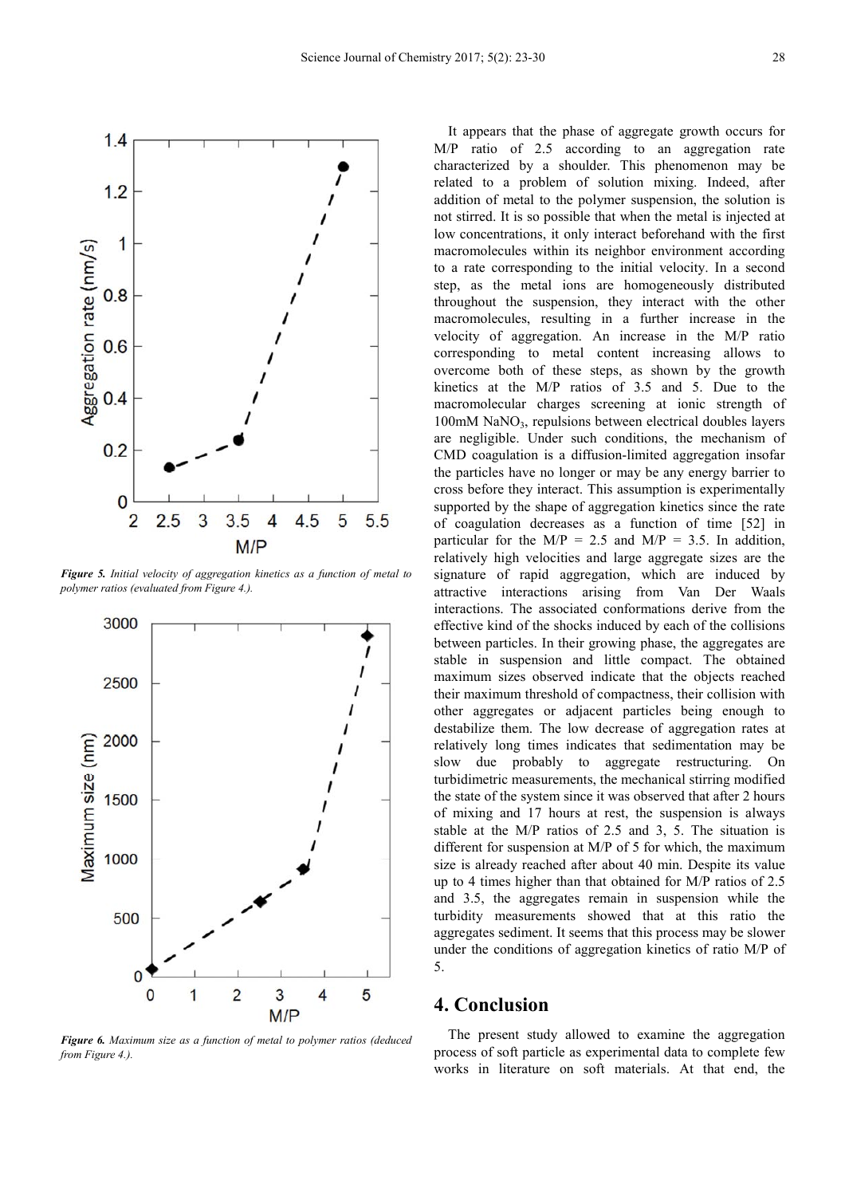*Figure 5. Initial velocity of aggregation kinetics as a function of metal to polymer ratios (evaluated from Figure 4.).*

*Figure 6. Maximum size as a function of metal to polymer ratios (deduced from Figure 4.).*

It appears that the phase of aggregate growth occurs for M/P ratio of 2.5 according to an aggregation rate characterized by a shoulder. This phenomenon may be related to a problem of solution mixing. Indeed, after addition of metal to the polymer suspension, the solution is not stirred. It is so possible that when the metal is injected at low concentrations, it only interact beforehand with the first macromolecules within its neighbor environment according to a rate corresponding to the initial velocity. In a second step, as the metal ions are homogeneously distributed throughout the suspension, they interact with the other macromolecules, resulting in a further increase in the velocity of aggregation. An increase in the M/P ratio corresponding to metal content increasing allows to overcome both of these steps, as shown by the growth kinetics at the M/P ratios of 3.5 and 5. Due to the macromolecular charges screening at ionic strength of 100mM $NaNO_3$, repulsions between electrical doubles layers are negligible. Under such conditions, the mechanism of CMD coagulation is a diffusion-limited aggregation insofar the particles have no longer or may be any energy barrier to cross before they interact. This assumption is experimentally supported by the shape of aggregation kinetics since the rate of coagulation decreases as a function of time [52] in particular for the M/P = 2.5 and M/P = 3.5. In addition, relatively high velocities and large aggregate sizes are the signature of rapid aggregation, which are induced by attractive interactions arising from Van Der Waals interactions. The associated conformations derive from the effective kind of the shocks induced by each of the collisions between particles. In their growing phase, the aggregates are stable in suspension and little compact. The obtained maximum sizes observed indicate that the objects reached their maximum threshold of compactness, their collision with other aggregates or adjacent particles being enough to destabilize them. The low decrease of aggregation rates at relatively long times indicates that sedimentation may be slow due probably to aggregate restructuring. On turbidimetric measurements, the mechanical stirring modified the state of the system since it was observed that after 2 hours of mixing and 17 hours at rest, the suspension is always stable at the M/P ratios of 2.5 and 3, 5. The situation is different for suspension at M/P of 5 for which, the maximum size is already reached after about 40 min. Despite its value up to 4 times higher than that obtained for M/P ratios of 2.5 and 3.5, the aggregates remain in suspension while the turbidity measurements showed that at this ratio the aggregates sediment. It seems that this process may be slower under the conditions of aggregation kinetics of ratio M/P of 5.

## 4. Conclusion

The present study allowed to examine the aggregation process of soft particle as experimental data to complete few works in literature on soft materials. At that end, the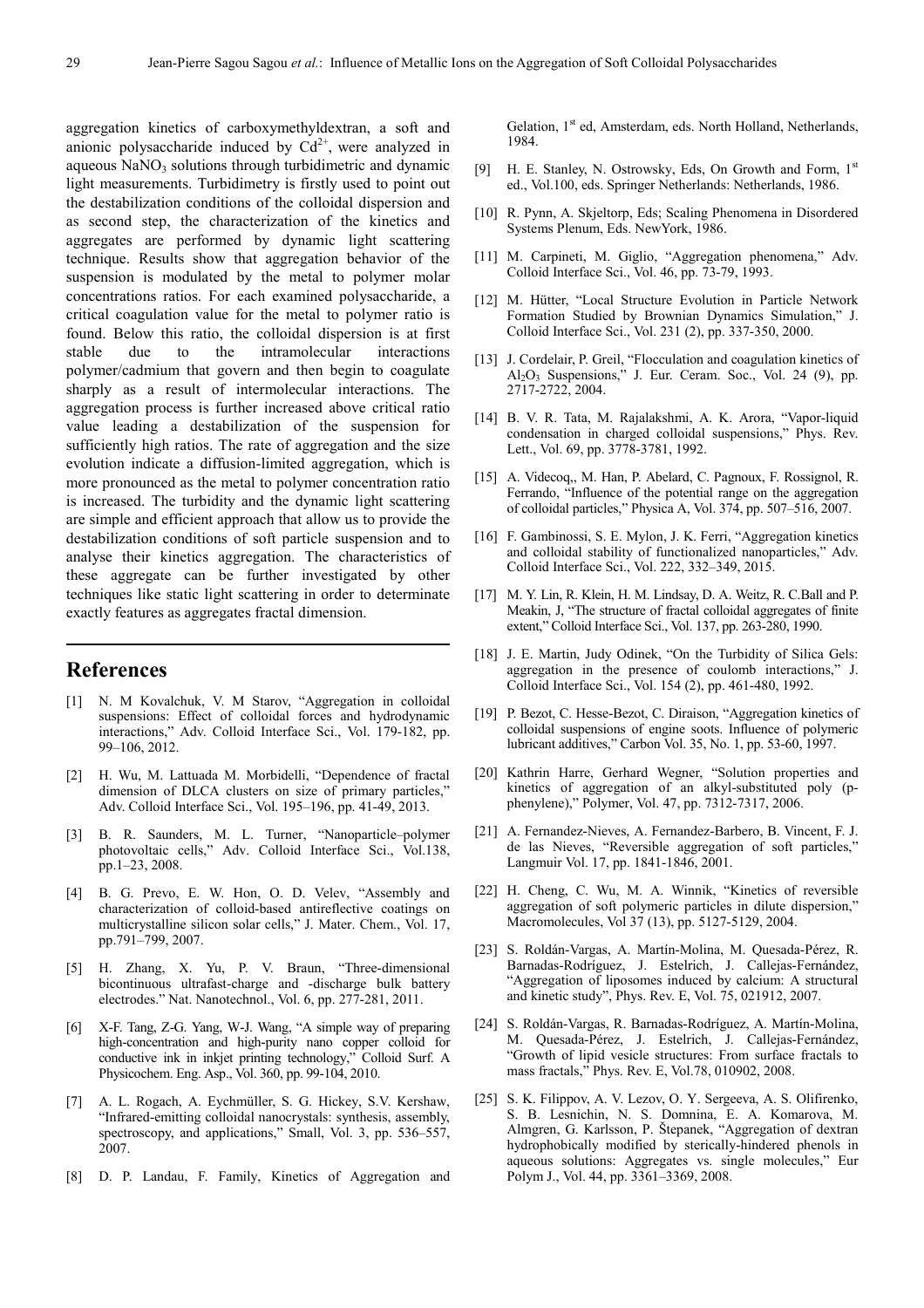aggregation kinetics of carboxymethyldextran, a soft and anionic polysaccharide induced by $Cd^{2+}$, were analyzed in aqueous $NaNO_3$ solutions through turbidimetric and dynamic light measurements. Turbidimetry is firstly used to point out the destabilization conditions of the colloidal dispersion and as second step, the characterization of the kinetics and aggregates are performed by dynamic light scattering technique. Results show that aggregation behavior of the suspension is modulated by the metal to polymer molar concentrations ratios. For each examined polysaccharide, a critical coagulation value for the metal to polymer ratio is found. Below this ratio, the colloidal dispersion is at first stable due to the intramolecular interactions polymer/cadmium that govern and then begin to coagulate sharply as a result of intermolecular interactions. The aggregation process is further increased above critical ratio value leading a destabilization of the suspension for sufficiently high ratios. The rate of aggregation and the size evolution indicate a diffusion-limited aggregation, which is more pronounced as the metal to polymer concentration ratio is increased. The turbidity and the dynamic light scattering are simple and efficient approach that allow us to provide the destabilization conditions of soft particle suspension and to analyse their kinetics aggregation. The characteristics of these aggregate can be further investigated by other techniques like static light scattering in order to determinate exactly features as aggregates fractal dimension.

# References

[1] N. M Kovalchuk, V. M Starov, "Aggregation in colloidal suspensions: Effect of colloidal forces and hydrodynamic interactions," Adv. Colloid Interface Sci., Vol. 179-182, pp. 99–106, 2012.

[2] H. Wu, M. Lattuada M. Morbidelli, "Dependence of fractal dimension of DLCA clusters on size of primary particles," Adv. Colloid Interface Sci., Vol. 195–196, pp. 41-49, 2013.

[3] B. R. Saunders, M. L. Turner, "Nanoparticle–polymer photovoltaic cells," Adv. Colloid Interface Sci., Vol.138, pp.1–23, 2008.

[4] B. G. Prevo, E. W. Hon, O. D. Velev, "Assembly and characterization of colloid-based antireflective coatings on multicrystalline silicon solar cells," J. Mater. Chem., Vol. 17, pp.791–799, 2007.

[5] H. Zhang, X. Yu, P. V. Braun, "Three-dimensional bicontinuous ultrafast-charge and -discharge bulk battery electrodes." Nat. Nanotechnol., Vol. 6, pp. 277-281, 2011.

[6] X-F. Tang, Z-G. Yang, W-J. Wang, "A simple way of preparing high-concentration and high-purity nano copper colloid for conductive ink in inkjet printing technology," Colloid Surf. A Physicochem. Eng. Asp., Vol. 360, pp. 99-104, 2010.

[7] A. L. Rogach, A. Eychmüller, S. G. Hickey, S.V. Kershaw, "Infrared-emitting colloidal nanocrystals: synthesis, assembly, spectroscopy, and applications," Small, Vol. 3, pp. 536–557, 2007.

[8] D. P. Landau, F. Family, Kinetics of Aggregation and Gelation, 1st ed, Amsterdam, eds. North Holland, Netherlands, 1984.

[9] H. E. Stanley, N. Ostrowsky, Eds, On Growth and Form, 1st ed., Vol.100, eds. Springer Netherlands: Netherlands, 1986.

[10] R. Pynn, A. Skjeltorp, Eds; Scaling Phenomena in Disordered Systems Plenum, Eds. NewYork, 1986.

[11] M. Carpineti, M. Giglio, "Aggregation phenomena," Adv. Colloid Interface Sci., Vol. 46, pp. 73-79, 1993.

[12] M. Hütter, "Local Structure Evolution in Particle Network Formation Studied by Brownian Dynamics Simulation," J. Colloid Interface Sci., Vol. 231 (2), pp. 337-350, 2000.

[13] J. Cordelair, P. Greil, "Flocculation and coagulation kinetics of $Al_2O_3$ Suspensions," J. Eur. Ceram. Soc., Vol. 24 (9), pp. 2717-2722, 2004.

[14] B. V. R. Tata, M. Rajalakshmi, A. K. Arora, "Vapor-liquid condensation in charged colloidal suspensions," Phys. Rev. Lett., Vol. 69, pp. 3778-3781, 1992.

[15] A. Videcoq,, M. Han, P. Abelard, C. Pagnoux, F. Rossignol, R. Ferrando, "Influence of the potential range on the aggregation of colloidal particles," Physica A, Vol. 374, pp. 507–516, 2007.

[16] F. Gambinossi, S. E. Mylon, J. K. Ferri, "Aggregation kinetics and colloidal stability of functionalized nanoparticles," Adv. Colloid Interface Sci., Vol. 222, 332–349, 2015.

[17] M. Y. Lin, R. Klein, H. M. Lindsay, D. A. Weitz, R. C.Ball and P. Meakin, J, "The structure of fractal colloidal aggregates of finite extent," Colloid Interface Sci., Vol. 137, pp. 263-280, 1990.

[18] J. E. Martin, Judy Odinek, "On the Turbidity of Silica Gels: aggregation in the presence of coulomb interactions," J. Colloid Interface Sci., Vol. 154 (2), pp. 461-480, 1992.

[19] P. Bezot, C. Hesse-Bezot, C. Diraison, "Aggregation kinetics of colloidal suspensions of engine soots. Influence of polymeric lubricant additives," Carbon Vol. 35, No. 1, pp. 53-60, 1997.

[20] Kathrin Harre, Gerhard Wegner, "Solution properties and kinetics of aggregation of an alkyl-substituted poly (p-phenylene)," Polymer, Vol. 47, pp. 7312-7317, 2006.

[21] A. Fernandez-Nieves, A. Fernandez-Barbero, B. Vincent, F. J. de las Nieves, "Reversible aggregation of soft particles," Langmuir Vol. 17, pp. 1841-1846, 2001.

[22] H. Cheng, C. Wu, M. A. Winnik, "Kinetics of reversible aggregation of soft polymeric particles in dilute dispersion," Macromolecules, Vol 37 (13), pp. 5127-5129, 2004.

[23] S. Roldán-Vargas, A. Martín-Molina, M. Quesada-Pérez, R. Barnadas-Rodríguez, J. Estelrich, J. Callejas-Fernández, "Aggregation of liposomes induced by calcium: A structural and kinetic study", Phys. Rev. E, Vol. 75, 021912, 2007.

[24] S. Roldán-Vargas, R. Barnadas-Rodríguez, A. Martín-Molina, M. Quesada-Pérez, J. Estelrich, J. Callejas-Fernández, "Growth of lipid vesicle structures: From surface fractals to mass fractals," Phys. Rev. E, Vol.78, 010902, 2008.

[25] S. K. Filippov, A. V. Lezov, O. Y. Sergeeva, A. S. Olifirenko, S. B. Lesnichin, N. S. Domnina, E. A. Komarova, M. Almgren, G. Karlsson, P. Štepanek, "Aggregation of dextran hydrophobically modified by sterically-hindered phenols in aqueous solutions: Aggregates vs. single molecules," Eur Polym J., Vol. 44, pp. 3361–3369, 2008.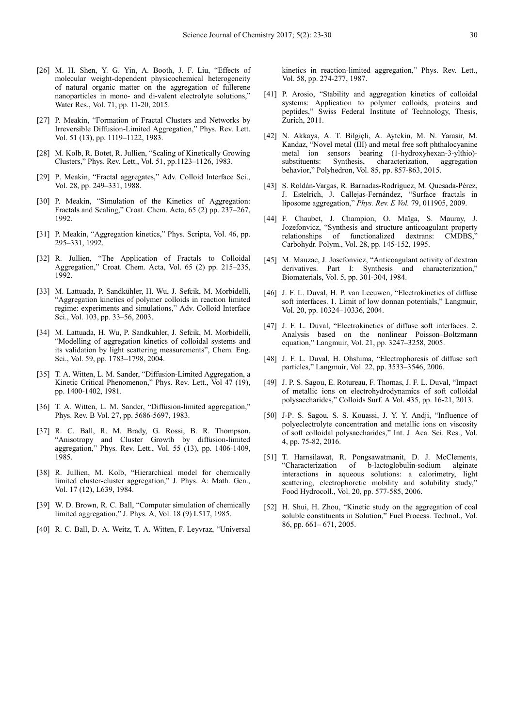[26] M. H. Shen, Y. G. Yin, A. Booth, J. F. Liu, "Effects of molecular weight-dependent physicochemical heterogeneity of natural organic matter on the aggregation of fullerene nanoparticles in mono- and di-valent electrolyte solutions," Water Res., Vol. 71, pp. 11-20, 2015.

[27] P. Meakin, "Formation of Fractal Clusters and Networks by Irreversible Diffusion-Limited Aggregation," Phys. Rev. Lett. Vol. 51 (13), pp. 1119–1122, 1983.

[28] M. Kolb, R. Botet, R. Jullien, "Scaling of Kinetically Growing Clusters," Phys. Rev. Lett., Vol. 51, pp.1123–1126, 1983.

[29] P. Meakin, "Fractal aggregates," Adv. Colloid Interface Sci., Vol. 28, pp. 249–331, 1988.

[30] P. Meakin, "Simulation of the Kinetics of Aggregation: Fractals and Scaling," Croat. Chem. Acta, 65 (2) pp. 237–267, 1992.

[31] P. Meakin, "Aggregation kinetics," Phys. Scripta, Vol. 46, pp. 295–331, 1992.

[32] R. Jullien, "The Application of Fractals to Colloidal Aggregation," Croat. Chem. Acta, Vol. 65 (2) pp. 215–235, 1992.

[33] M. Lattuada, P. Sandkühler, H. Wu, J. Sefcik, M. Morbidelli, "Aggregation kinetics of polymer colloids in reaction limited regime: experiments and simulations," Adv. Colloid Interface Sci., Vol. 103, pp. 33–56, 2003.

[34] M. Lattuada, H. Wu, P. Sandkuhler, J. Sefcik, M. Morbidelli, "Modelling of aggregation kinetics of colloidal systems and its validation by light scattering measurements", Chem. Eng. Sci., Vol. 59, pp. 1783–1798, 2004.

[35] T. A. Witten, L. M. Sander, "Diffusion-Limited Aggregation, a Kinetic Critical Phenomenon," Phys. Rev. Lett., Vol 47 (19), pp. 1400-1402, 1981.

[36] T. A. Witten, L. M. Sander, "Diffusion-limited aggregation," Phys. Rev. B Vol. 27, pp. 5686-5697, 1983.

[37] R. C. Ball, R. M. Brady, G. Rossi, B. R. Thompson, "Anisotropy and Cluster Growth by diffusion-limited aggregation," Phys. Rev. Lett., Vol. 55 (13), pp. 1406-1409, 1985.

[38] R. Jullien, M. Kolb, "Hierarchical model for chemically limited cluster-cluster aggregation," J. Phys. A: Math. Gen., Vol. 17 (12), L639, 1984.

[39] W. D. Brown, R. C. Ball, "Computer simulation of chemically limited aggregation," J. Phys. A, Vol. 18 (9) L517, 1985.

[40] R. C. Ball, D. A. Weitz, T. A. Witten, F. Leyvraz, "Universal kinetics in reaction-limited aggregation," Phys. Rev. Lett., Vol. 58, pp. 274-277, 1987.

[41] P. Arosio, "Stability and aggregation kinetics of colloidal systems: Application to polymer colloids, proteins and peptides," Swiss Federal Institute of Technology, Thesis, Zurich, 2011.

[42] N. Akkaya, A. T. Bilgiçli, A. Aytekin, M. N. Yarasir, M. Kandaz, "Novel metal (III) and metal free soft phthalocyanine metal ion sensors bearing (1-hydroxyhexan-3-ylthio)-substituents: Synthesis, characterization, aggregation behavior," Polyhedron, Vol. 85, pp. 857-863, 2015.

[43] S. Roldán-Vargas, R. Barnadas-Rodríguez, M. Quesada-Pérez, J. Estelrich, J. Callejas-Fernández, "Surface fractals in liposome aggregation," *Phys. Rev. E Vol.* 79, 011905, 2009.

[44] F. Chaubet, J. Champion, O. Maïga, S. Mauray, J. Jozefonvicz, "Synthesis and structure anticoagulant property relationships of functionalized dextrans: CMDBS," Carbohydr. Polym., Vol. 28, pp. 145-152, 1995.

[45] M. Mauzac, J. Josefonvicz, "Anticoagulant activity of dextran derivatives. Part I: Synthesis and characterization," Biomaterials, Vol. 5, pp. 301-304, 1984.

[46] J. F. L. Duval, H. P. van Leeuwen, "Electrokinetics of diffuse soft interfaces. 1. Limit of low donnan potentials," Langmuir, Vol. 20, pp. 10324–10336, 2004.

[47] J. F. L. Duval, "Electrokinetics of diffuse soft interfaces. 2. Analysis based on the nonlinear Poisson–Boltzmann equation," Langmuir, Vol. 21, pp. 3247–3258, 2005.

[48] J. F. L. Duval, H. Ohshima, "Electrophoresis of diffuse soft particles," Langmuir, Vol. 22, pp. 3533–3546, 2006.

[49] J. P. S. Sagou, E. Rotureau, F. Thomas, J. F. L. Duval, "Impact of metallic ions on electrohydrodynamics of soft colloidal polysaccharides," Colloids Surf. A Vol. 435, pp. 16-21, 2013.

[50] J-P. S. Sagou, S. S. Kouassi, J. Y. Y. Andji, "Influence of polyeclectrolyte concentration and metallic ions on viscosity of soft colloidal polysaccharides," Int. J. Aca. Sci. Res., Vol. 4, pp. 75-82, 2016.

[51] T. Harnsilawat, R. Pongsawatmanit, D. J. McClements, "Characterization of b-lactoglobulin-sodium alginate interactions in aqueous solutions: a calorimetry, light scattering, electrophoretic mobility and solubility study," Food Hydrocoll., Vol. 20, pp. 577-585, 2006.

[52] H. Shui, H. Zhou, "Kinetic study on the aggregation of coal soluble constituents in Solution," Fuel Process. Technol., Vol. 86, pp. 661– 671, 2005.